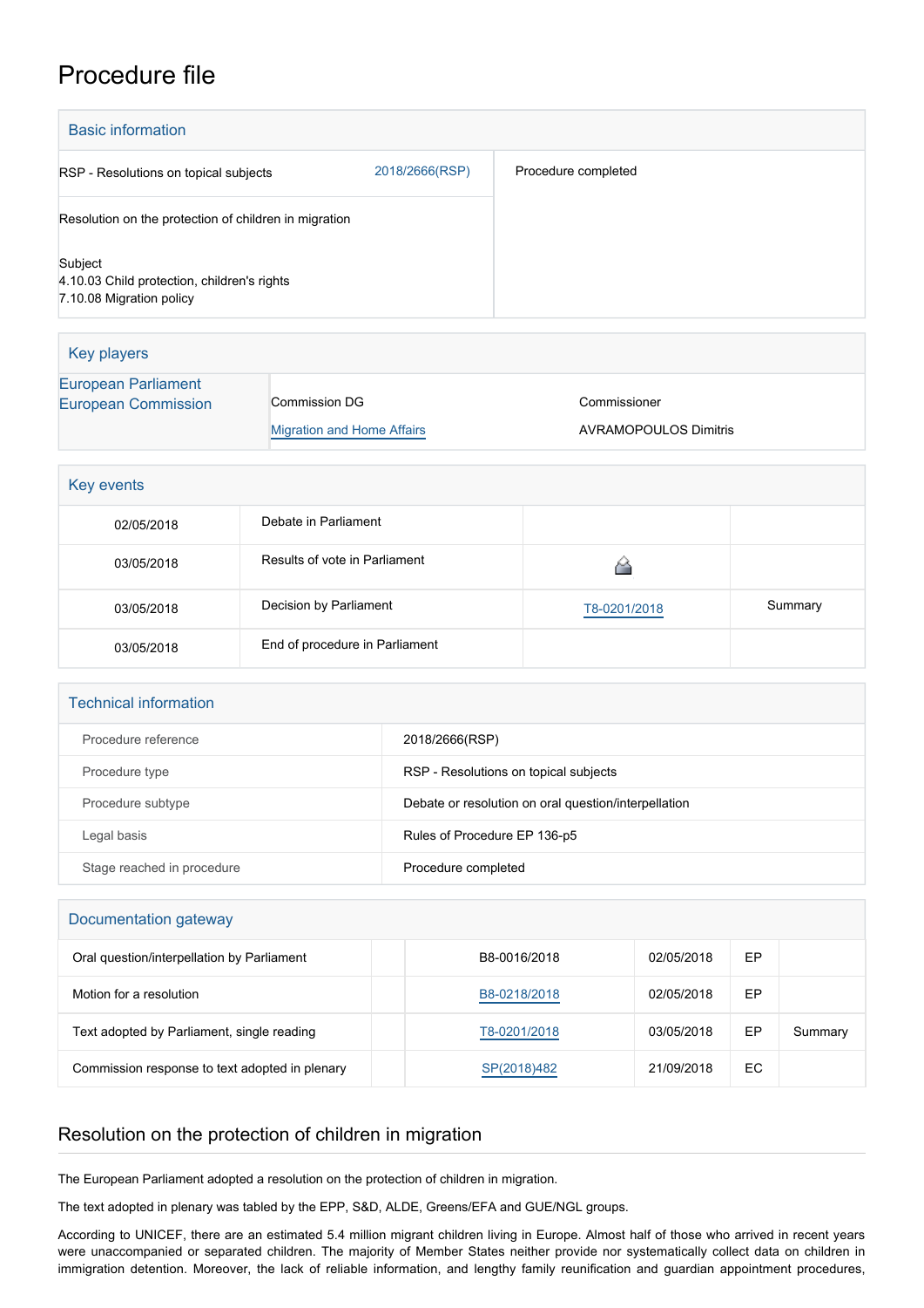# Procedure file

## Basic information

| | | |
|---|---|---|
| RSP - Resolutions on topical subjects | 2018/2666(RSP) | Procedure completed |
| Resolution on the protection of children in migration | | |
| Subject<br>4.10.03 Child protection, children's rights<br>7.10.08 Migration policy | | |

## Key players

| | | |
|---|---|---|
| European Parliament | | |
| European Commission | Commission DG | Commissioner |
| | Migration and Home Affairs | AVRAMOPOULOS Dimitris |

## Key events

| | | | |
|---|---|---|---|
| 02/05/2018 | Debate in Parliament | | |
| 03/05/2018 | Results of vote in Parliament | | |
| 03/05/2018 | Decision by Parliament | T8-0201/2018 | Summary |
| 03/05/2018 | End of procedure in Parliament | | |

## Technical information

| | |
|---|---|
| Procedure reference | 2018/2666(RSP) |
| Procedure type | RSP - Resolutions on topical subjects |
| Procedure subtype | Debate or resolution on oral question/interpellation |
| Legal basis | Rules of Procedure EP 136-p5 |
| Stage reached in procedure | Procedure completed |

## Documentation gateway

| | | | | | |
|---|---|---|---|---|---|
| Oral question/interpellation by Parliament | | B8-0016/2018 | 02/05/2018 | EP | |
| Motion for a resolution | | B8-0218/2018 | 02/05/2018 | EP | |
| Text adopted by Parliament, single reading | | T8-0201/2018 | 03/05/2018 | EP | Summary |
| Commission response to text adopted in plenary | | SP(2018)482 | 21/09/2018 | EC | |

## Resolution on the protection of children in migration

The European Parliament adopted a resolution on the protection of children in migration.

The text adopted in plenary was tabled by the EPP, S&D, ALDE, Greens/EFA and GUE/NGL groups.

According to UNICEF, there are an estimated 5.4 million migrant children living in Europe. Almost half of those who arrived in recent years were unaccompanied or separated children. The majority of Member States neither provide nor systematically collect data on children in immigration detention. Moreover, the lack of reliable information, and lengthy family reunification and guardian appointment procedures,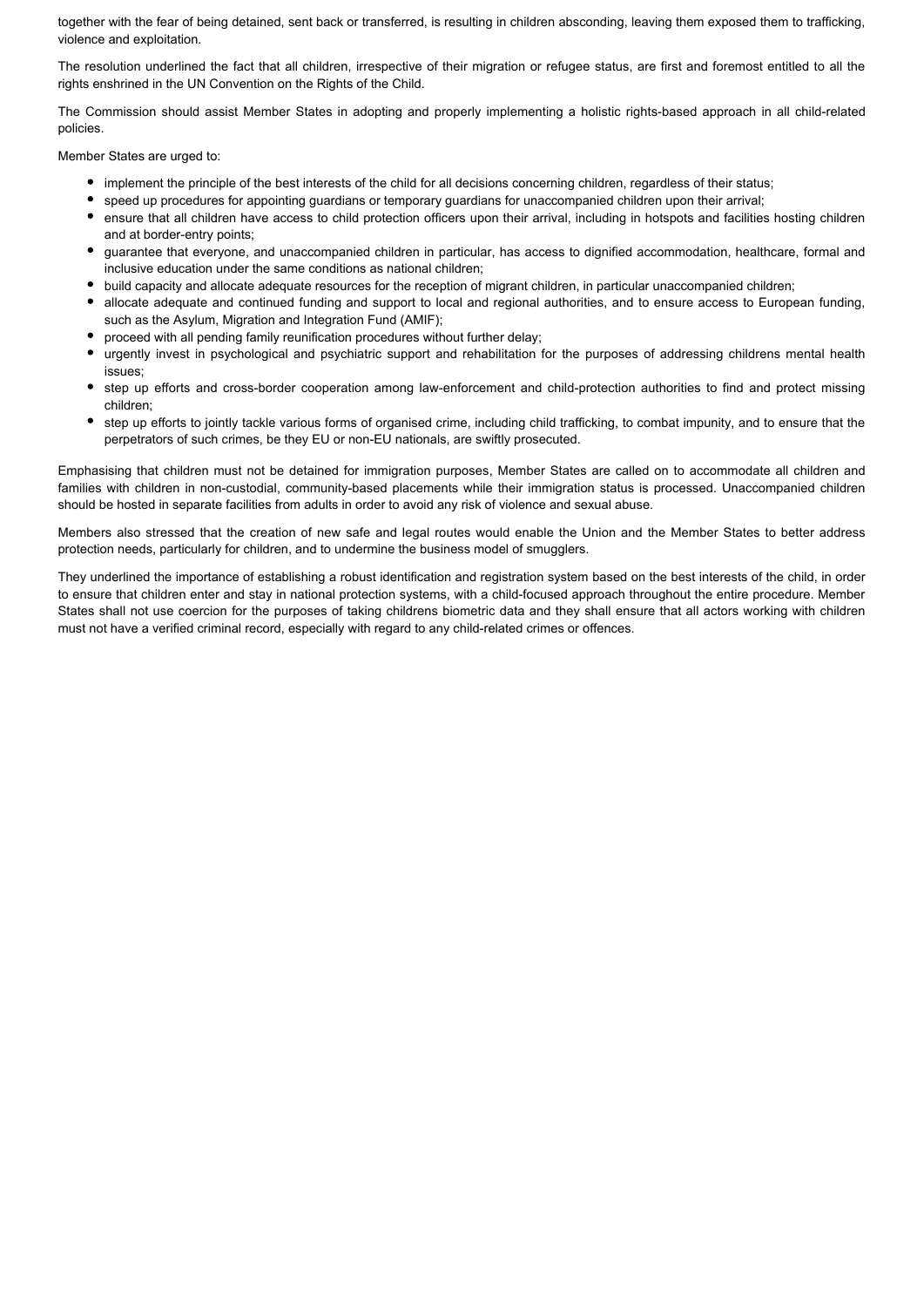together with the fear of being detained, sent back or transferred, is resulting in children absconding, leaving them exposed them to trafficking, violence and exploitation.

The resolution underlined the fact that all children, irrespective of their migration or refugee status, are first and foremost entitled to all the rights enshrined in the UN Convention on the Rights of the Child.

The Commission should assist Member States in adopting and properly implementing a holistic rights-based approach in all child-related policies.

Member States are urged to:

- implement the principle of the best interests of the child for all decisions concerning children, regardless of their status;
- speed up procedures for appointing guardians or temporary guardians for unaccompanied children upon their arrival;
- ensure that all children have access to child protection officers upon their arrival, including in hotspots and facilities hosting children and at border-entry points;
- guarantee that everyone, and unaccompanied children in particular, has access to dignified accommodation, healthcare, formal and inclusive education under the same conditions as national children;
- build capacity and allocate adequate resources for the reception of migrant children, in particular unaccompanied children;
- allocate adequate and continued funding and support to local and regional authorities, and to ensure access to European funding, such as the Asylum, Migration and Integration Fund (AMIF);
- proceed with all pending family reunification procedures without further delay;
- urgently invest in psychological and psychiatric support and rehabilitation for the purposes of addressing childrens mental health issues;
- step up efforts and cross-border cooperation among law-enforcement and child-protection authorities to find and protect missing children;
- step up efforts to jointly tackle various forms of organised crime, including child trafficking, to combat impunity, and to ensure that the perpetrators of such crimes, be they EU or non-EU nationals, are swiftly prosecuted.

Emphasising that children must not be detained for immigration purposes, Member States are called on to accommodate all children and families with children in non-custodial, community-based placements while their immigration status is processed. Unaccompanied children should be hosted in separate facilities from adults in order to avoid any risk of violence and sexual abuse.

Members also stressed that the creation of new safe and legal routes would enable the Union and the Member States to better address protection needs, particularly for children, and to undermine the business model of smugglers.

They underlined the importance of establishing a robust identification and registration system based on the best interests of the child, in order to ensure that children enter and stay in national protection systems, with a child-focused approach throughout the entire procedure. Member States shall not use coercion for the purposes of taking childrens biometric data and they shall ensure that all actors working with children must not have a verified criminal record, especially with regard to any child-related crimes or offences.